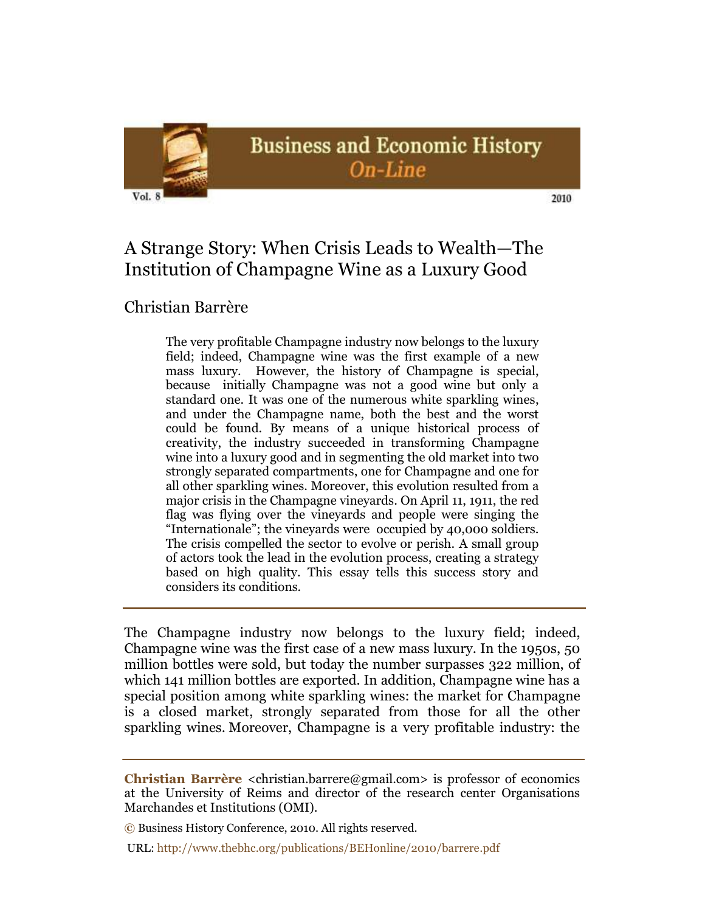# A Strange Story: When Crisis Leads to Wealth—The Institution of Champagne Wine as a Luxury Good

Christian Barrère

> The very profitable Champagne industry now belongs to the luxury field; indeed, Champagne wine was the first example of a new mass luxury. However, the history of Champagne is special, because initially Champagne was not a good wine but only a standard one. It was one of the numerous white sparkling wines, and under the Champagne name, both the best and the worst could be found. By means of a unique historical process of creativity, the industry succeeded in transforming Champagne wine into a luxury good and in segmenting the old market into two strongly separated compartments, one for Champagne and one for all other sparkling wines. Moreover, this evolution resulted from a major crisis in the Champagne vineyards. On April 11, 1911, the red flag was flying over the vineyards and people were singing the "Internationale"; the vineyards were occupied by 40,000 soldiers. The crisis compelled the sector to evolve or perish. A small group of actors took the lead in the evolution process, creating a strategy based on high quality. This essay tells this success story and considers its conditions.

---

The Champagne industry now belongs to the luxury field; indeed, Champagne wine was the first case of a new mass luxury. In the 1950s, 50 million bottles were sold, but today the number surpasses 322 million, of which 141 million bottles are exported. In addition, Champagne wine has a special position among white sparkling wines: the market for Champagne is a closed market, strongly separated from those for all the other sparkling wines. Moreover, Champagne is a very profitable industry: the

---

**Christian Barrère** <christian.barrere@gmail.com> is professor of economics at the University of Reims and director of the research center Organisations Marchandes et Institutions (OMI).

© Business History Conference, 2010. All rights reserved.

URL: http://www.thebhc.org/publications/BEHonline/2010/barrere.pdf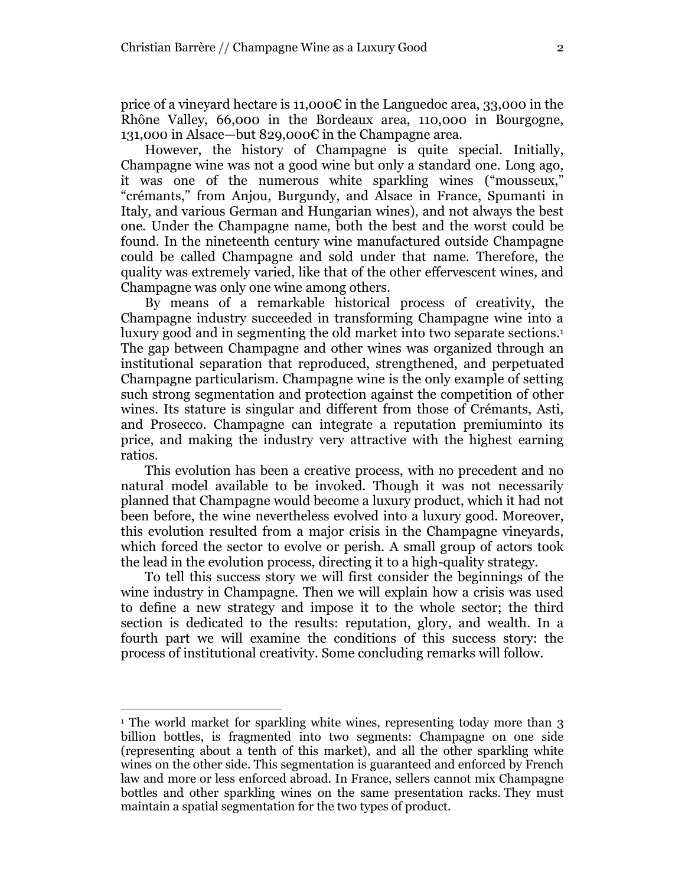price of a vineyard hectare is 11,000€ in the Languedoc area, 33,000 in the Rhône Valley, 66,000 in the Bordeaux area, 110,000 in Bourgogne, 131,000 in Alsace—but 829,000€ in the Champagne area.

However, the history of Champagne is quite special. Initially, Champagne wine was not a good wine but only a standard one. Long ago, it was one of the numerous white sparkling wines ("mousseux," "crémants," from Anjou, Burgundy, and Alsace in France, Spumanti in Italy, and various German and Hungarian wines), and not always the best one. Under the Champagne name, both the best and the worst could be found. In the nineteenth century wine manufactured outside Champagne could be called Champagne and sold under that name. Therefore, the quality was extremely varied, like that of the other effervescent wines, and Champagne was only one wine among others.

By means of a remarkable historical process of creativity, the Champagne industry succeeded in transforming Champagne wine into a luxury good and in segmenting the old market into two separate sections.[1] The gap between Champagne and other wines was organized through an institutional separation that reproduced, strengthened, and perpetuated Champagne particularism. Champagne wine is the only example of setting such strong segmentation and protection against the competition of other wines. Its stature is singular and different from those of Crémants, Asti, and Prosecco. Champagne can integrate a reputation premiuminto its price, and making the industry very attractive with the highest earning ratios.

This evolution has been a creative process, with no precedent and no natural model available to be invoked. Though it was not necessarily planned that Champagne would become a luxury product, which it had not been before, the wine nevertheless evolved into a luxury good. Moreover, this evolution resulted from a major crisis in the Champagne vineyards, which forced the sector to evolve or perish. A small group of actors took the lead in the evolution process, directing it to a high-quality strategy.

To tell this success story we will first consider the beginnings of the wine industry in Champagne. Then we will explain how a crisis was used to define a new strategy and impose it to the whole sector; the third section is dedicated to the results: reputation, glory, and wealth. In a fourth part we will examine the conditions of this success story: the process of institutional creativity. Some concluding remarks will follow.

---

[1] The world market for sparkling white wines, representing today more than 3 billion bottles, is fragmented into two segments: Champagne on one side (representing about a tenth of this market), and all the other sparkling white wines on the other side. This segmentation is guaranteed and enforced by French law and more or less enforced abroad. In France, sellers cannot mix Champagne bottles and other sparkling wines on the same presentation racks. They must maintain a spatial segmentation for the two types of product.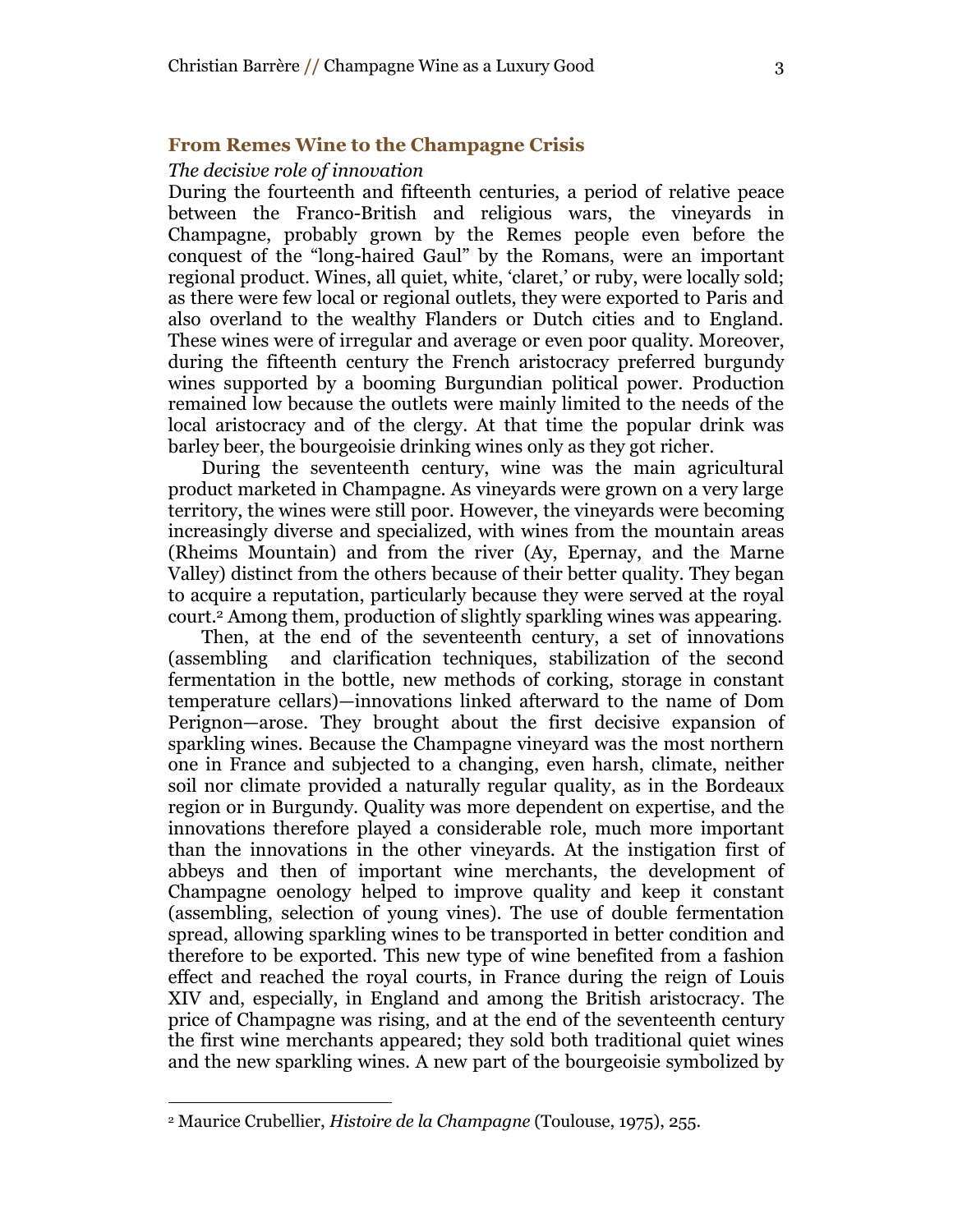## From Remes Wine to the Champagne Crisis

### *The decisive role of innovation*

During the fourteenth and fifteenth centuries, a period of relative peace between the Franco-British and religious wars, the vineyards in Champagne, probably grown by the Remes people even before the conquest of the "long-haired Gaul" by the Romans, were an important regional product. Wines, all quiet, white, 'claret,' or ruby, were locally sold; as there were few local or regional outlets, they were exported to Paris and also overland to the wealthy Flanders or Dutch cities and to England. These wines were of irregular and average or even poor quality. Moreover, during the fifteenth century the French aristocracy preferred burgundy wines supported by a booming Burgundian political power. Production remained low because the outlets were mainly limited to the needs of the local aristocracy and of the clergy. At that time the popular drink was barley beer, the bourgeoisie drinking wines only as they got richer.

During the seventeenth century, wine was the main agricultural product marketed in Champagne. As vineyards were grown on a very large territory, the wines were still poor. However, the vineyards were becoming increasingly diverse and specialized, with wines from the mountain areas (Rheims Mountain) and from the river (Ay, Epernay, and the Marne Valley) distinct from the others because of their better quality. They began to acquire a reputation, particularly because they were served at the royal court.[2] Among them, production of slightly sparkling wines was appearing.

Then, at the end of the seventeenth century, a set of innovations (assembling and clarification techniques, stabilization of the second fermentation in the bottle, new methods of corking, storage in constant temperature cellars)—innovations linked afterward to the name of Dom Perignon—arose. They brought about the first decisive expansion of sparkling wines. Because the Champagne vineyard was the most northern one in France and subjected to a changing, even harsh, climate, neither soil nor climate provided a naturally regular quality, as in the Bordeaux region or in Burgundy. Quality was more dependent on expertise, and the innovations therefore played a considerable role, much more important than the innovations in the other vineyards. At the instigation first of abbeys and then of important wine merchants, the development of Champagne oenology helped to improve quality and keep it constant (assembling, selection of young vines). The use of double fermentation spread, allowing sparkling wines to be transported in better condition and therefore to be exported. This new type of wine benefited from a fashion effect and reached the royal courts, in France during the reign of Louis XIV and, especially, in England and among the British aristocracy. The price of Champagne was rising, and at the end of the seventeenth century the first wine merchants appeared; they sold both traditional quiet wines and the new sparkling wines. A new part of the bourgeoisie symbolized by

---

[2] Maurice Crubellier, *Histoire de la Champagne* (Toulouse, 1975), 255.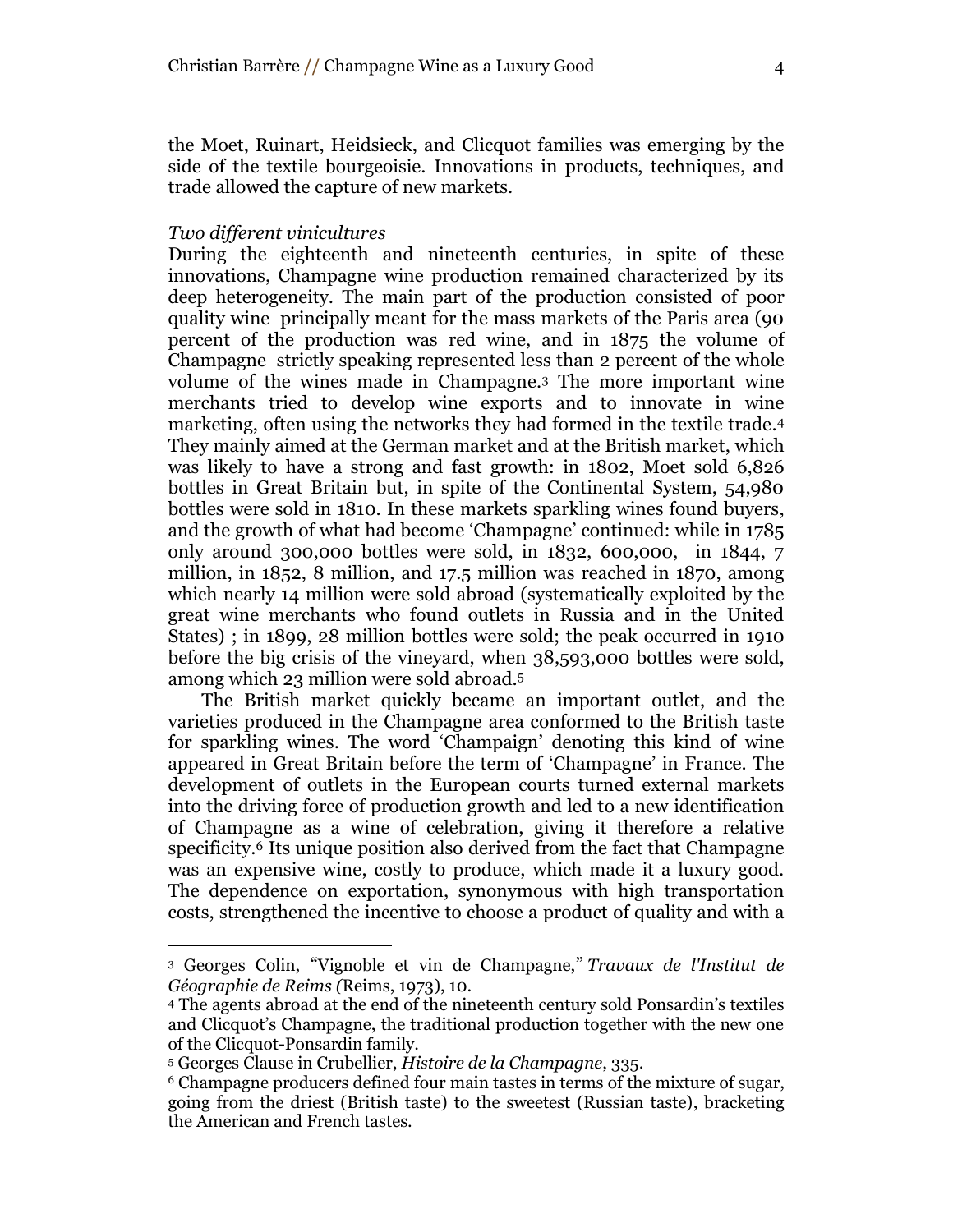the Moet, Ruinart, Heidsieck, and Clicquot families was emerging by the side of the textile bourgeoisie. Innovations in products, techniques, and trade allowed the capture of new markets.

*Two different vinicultures*

During the eighteenth and nineteenth centuries, in spite of these innovations, Champagne wine production remained characterized by its deep heterogeneity. The main part of the production consisted of poor quality wine principally meant for the mass markets of the Paris area (90 percent of the production was red wine, and in 1875 the volume of Champagne strictly speaking represented less than 2 percent of the whole volume of the wines made in Champagne.[3] The more important wine merchants tried to develop wine exports and to innovate in wine marketing, often using the networks they had formed in the textile trade.[4] They mainly aimed at the German market and at the British market, which was likely to have a strong and fast growth: in 1802, Moet sold 6,826 bottles in Great Britain but, in spite of the Continental System, 54,980 bottles were sold in 1810. In these markets sparkling wines found buyers, and the growth of what had become 'Champagne' continued: while in 1785 only around 300,000 bottles were sold, in 1832, 600,000, in 1844, 7 million, in 1852, 8 million, and 17.5 million was reached in 1870, among which nearly 14 million were sold abroad (systematically exploited by the great wine merchants who found outlets in Russia and in the United States) ; in 1899, 28 million bottles were sold; the peak occurred in 1910 before the big crisis of the vineyard, when 38,593,000 bottles were sold, among which 23 million were sold abroad.[5]

The British market quickly became an important outlet, and the varieties produced in the Champagne area conformed to the British taste for sparkling wines. The word 'Champaign' denoting this kind of wine appeared in Great Britain before the term of 'Champagne' in France. The development of outlets in the European courts turned external markets into the driving force of production growth and led to a new identification of Champagne as a wine of celebration, giving it therefore a relative specificity.[6] Its unique position also derived from the fact that Champagne was an expensive wine, costly to produce, which made it a luxury good. The dependence on exportation, synonymous with high transportation costs, strengthened the incentive to choose a product of quality and with a

---

[3] Georges Colin, "Vignoble et vin de Champagne," *Travaux de l'Institut de Géographie de Reims (*Reims, 1973), 10.

[4] The agents abroad at the end of the nineteenth century sold Ponsardin's textiles and Clicquot's Champagne, the traditional production together with the new one of the Clicquot-Ponsardin family.

[5] Georges Clause in Crubellier, *Histoire de la Champagne*, 335.

[6] Champagne producers defined four main tastes in terms of the mixture of sugar, going from the driest (British taste) to the sweetest (Russian taste), bracketing the American and French tastes.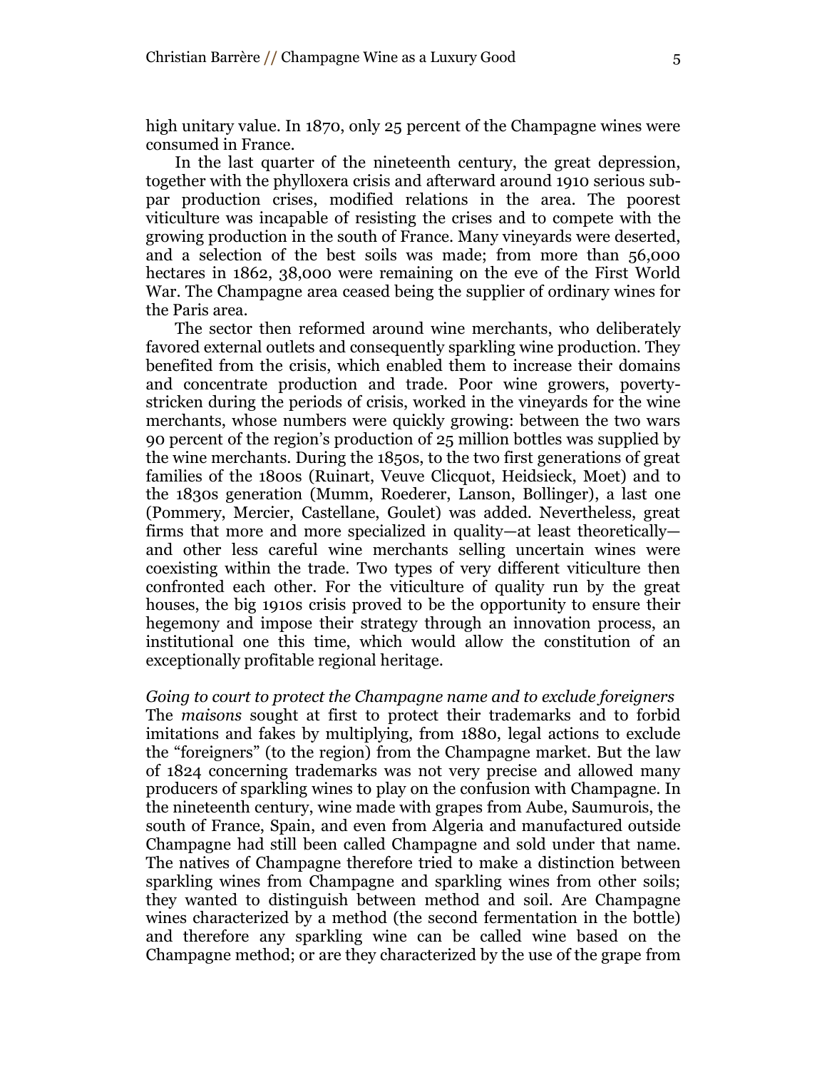high unitary value. In 1870, only 25 percent of the Champagne wines were consumed in France.

In the last quarter of the nineteenth century, the great depression, together with the phylloxera crisis and afterward around 1910 serious sub-par production crises, modified relations in the area. The poorest viticulture was incapable of resisting the crises and to compete with the growing production in the south of France. Many vineyards were deserted, and a selection of the best soils was made; from more than 56,000 hectares in 1862, 38,000 were remaining on the eve of the First World War. The Champagne area ceased being the supplier of ordinary wines for the Paris area.

The sector then reformed around wine merchants, who deliberately favored external outlets and consequently sparkling wine production. They benefited from the crisis, which enabled them to increase their domains and concentrate production and trade. Poor wine growers, poverty-stricken during the periods of crisis, worked in the vineyards for the wine merchants, whose numbers were quickly growing: between the two wars 90 percent of the region's production of 25 million bottles was supplied by the wine merchants. During the 1850s, to the two first generations of great families of the 1800s (Ruinart, Veuve Clicquot, Heidsieck, Moet) and to the 1830s generation (Mumm, Roederer, Lanson, Bollinger), a last one (Pommery, Mercier, Castellane, Goulet) was added. Nevertheless, great firms that more and more specialized in quality—at least theoretically—and other less careful wine merchants selling uncertain wines were coexisting within the trade. Two types of very different viticulture then confronted each other. For the viticulture of quality run by the great houses, the big 1910s crisis proved to be the opportunity to ensure their hegemony and impose their strategy through an innovation process, an institutional one this time, which would allow the constitution of an exceptionally profitable regional heritage.

*Going to court to protect the Champagne name and to exclude foreigners*

The *maisons* sought at first to protect their trademarks and to forbid imitations and fakes by multiplying, from 1880, legal actions to exclude the "foreigners" (to the region) from the Champagne market. But the law of 1824 concerning trademarks was not very precise and allowed many producers of sparkling wines to play on the confusion with Champagne. In the nineteenth century, wine made with grapes from Aube, Saumurois, the south of France, Spain, and even from Algeria and manufactured outside Champagne had still been called Champagne and sold under that name. The natives of Champagne therefore tried to make a distinction between sparkling wines from Champagne and sparkling wines from other soils; they wanted to distinguish between method and soil. Are Champagne wines characterized by a method (the second fermentation in the bottle) and therefore any sparkling wine can be called wine based on the Champagne method; or are they characterized by the use of the grape from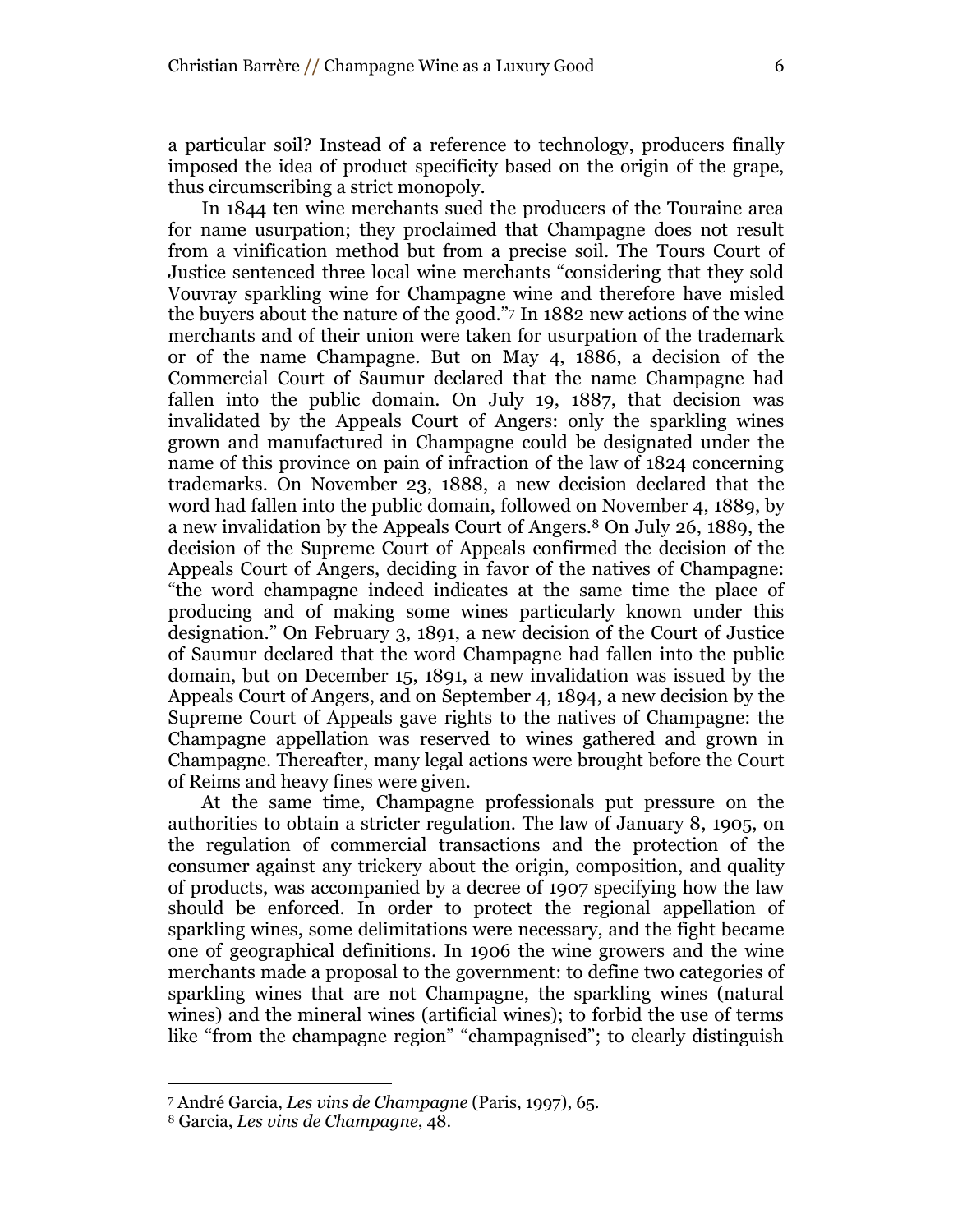a particular soil? Instead of a reference to technology, producers finally imposed the idea of product specificity based on the origin of the grape, thus circumscribing a strict monopoly.

In 1844 ten wine merchants sued the producers of the Touraine area for name usurpation; they proclaimed that Champagne does not result from a vinification method but from a precise soil. The Tours Court of Justice sentenced three local wine merchants "considering that they sold Vouvray sparkling wine for Champagne wine and therefore have misled the buyers about the nature of the good."[7] In 1882 new actions of the wine merchants and of their union were taken for usurpation of the trademark or of the name Champagne. But on May 4, 1886, a decision of the Commercial Court of Saumur declared that the name Champagne had fallen into the public domain. On July 19, 1887, that decision was invalidated by the Appeals Court of Angers: only the sparkling wines grown and manufactured in Champagne could be designated under the name of this province on pain of infraction of the law of 1824 concerning trademarks. On November 23, 1888, a new decision declared that the word had fallen into the public domain, followed on November 4, 1889, by a new invalidation by the Appeals Court of Angers.[8] On July 26, 1889, the decision of the Supreme Court of Appeals confirmed the decision of the Appeals Court of Angers, deciding in favor of the natives of Champagne: "the word champagne indeed indicates at the same time the place of producing and of making some wines particularly known under this designation." On February 3, 1891, a new decision of the Court of Justice of Saumur declared that the word Champagne had fallen into the public domain, but on December 15, 1891, a new invalidation was issued by the Appeals Court of Angers, and on September 4, 1894, a new decision by the Supreme Court of Appeals gave rights to the natives of Champagne: the Champagne appellation was reserved to wines gathered and grown in Champagne. Thereafter, many legal actions were brought before the Court of Reims and heavy fines were given.

At the same time, Champagne professionals put pressure on the authorities to obtain a stricter regulation. The law of January 8, 1905, on the regulation of commercial transactions and the protection of the consumer against any trickery about the origin, composition, and quality of products, was accompanied by a decree of 1907 specifying how the law should be enforced. In order to protect the regional appellation of sparkling wines, some delimitations were necessary, and the fight became one of geographical definitions. In 1906 the wine growers and the wine merchants made a proposal to the government: to define two categories of sparkling wines that are not Champagne, the sparkling wines (natural wines) and the mineral wines (artificial wines); to forbid the use of terms like "from the champagne region" "champagnised"; to clearly distinguish

---

[7] André Garcia, *Les vins de Champagne* (Paris, 1997), 65.

[8] Garcia, *Les vins de Champagne*, 48.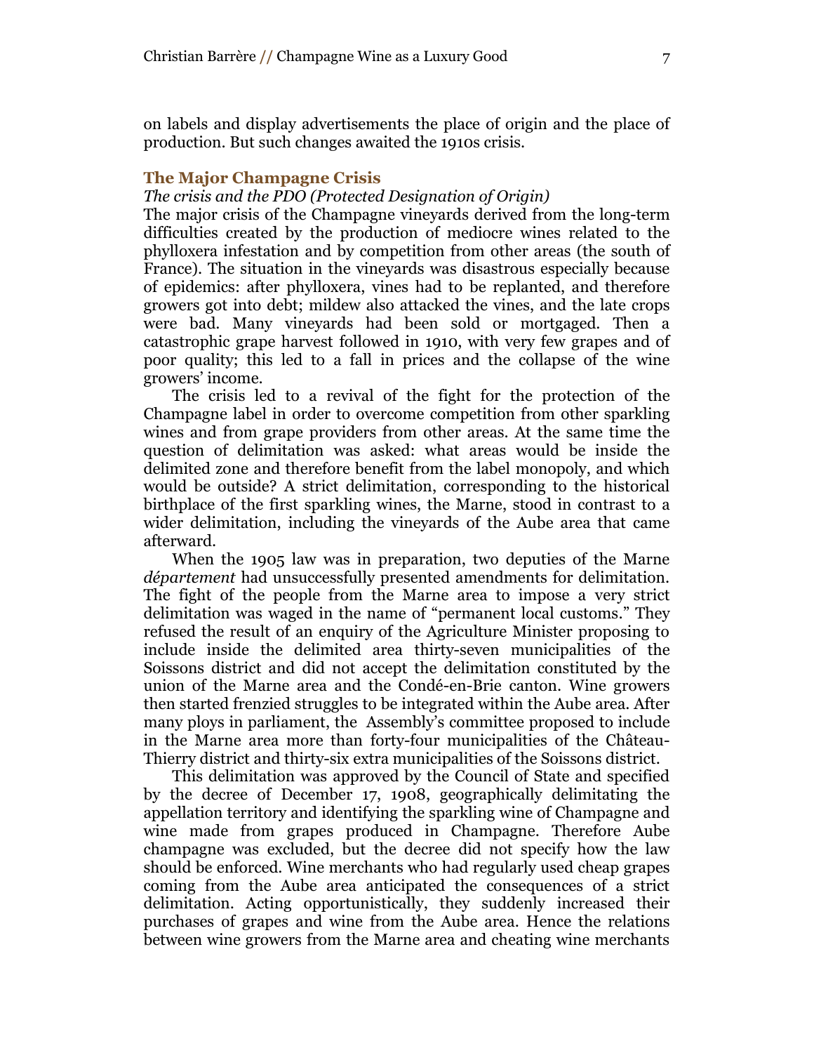on labels and display advertisements the place of origin and the place of production. But such changes awaited the 1910s crisis.

## The Major Champagne Crisis

*The crisis and the PDO (Protected Designation of Origin)*

The major crisis of the Champagne vineyards derived from the long-term difficulties created by the production of mediocre wines related to the phylloxera infestation and by competition from other areas (the south of France). The situation in the vineyards was disastrous especially because of epidemics: after phylloxera, vines had to be replanted, and therefore growers got into debt; mildew also attacked the vines, and the late crops were bad. Many vineyards had been sold or mortgaged. Then a catastrophic grape harvest followed in 1910, with very few grapes and of poor quality; this led to a fall in prices and the collapse of the wine growers' income.

The crisis led to a revival of the fight for the protection of the Champagne label in order to overcome competition from other sparkling wines and from grape providers from other areas. At the same time the question of delimitation was asked: what areas would be inside the delimited zone and therefore benefit from the label monopoly, and which would be outside? A strict delimitation, corresponding to the historical birthplace of the first sparkling wines, the Marne, stood in contrast to a wider delimitation, including the vineyards of the Aube area that came afterward.

When the 1905 law was in preparation, two deputies of the Marne *département* had unsuccessfully presented amendments for delimitation. The fight of the people from the Marne area to impose a very strict delimitation was waged in the name of "permanent local customs." They refused the result of an enquiry of the Agriculture Minister proposing to include inside the delimited area thirty-seven municipalities of the Soissons district and did not accept the delimitation constituted by the union of the Marne area and the Condé-en-Brie canton. Wine growers then started frenzied struggles to be integrated within the Aube area. After many ploys in parliament, the Assembly's committee proposed to include in the Marne area more than forty-four municipalities of the Château-Thierry district and thirty-six extra municipalities of the Soissons district.

This delimitation was approved by the Council of State and specified by the decree of December 17, 1908, geographically delimitating the appellation territory and identifying the sparkling wine of Champagne and wine made from grapes produced in Champagne. Therefore Aube champagne was excluded, but the decree did not specify how the law should be enforced. Wine merchants who had regularly used cheap grapes coming from the Aube area anticipated the consequences of a strict delimitation. Acting opportunistically, they suddenly increased their purchases of grapes and wine from the Aube area. Hence the relations between wine growers from the Marne area and cheating wine merchants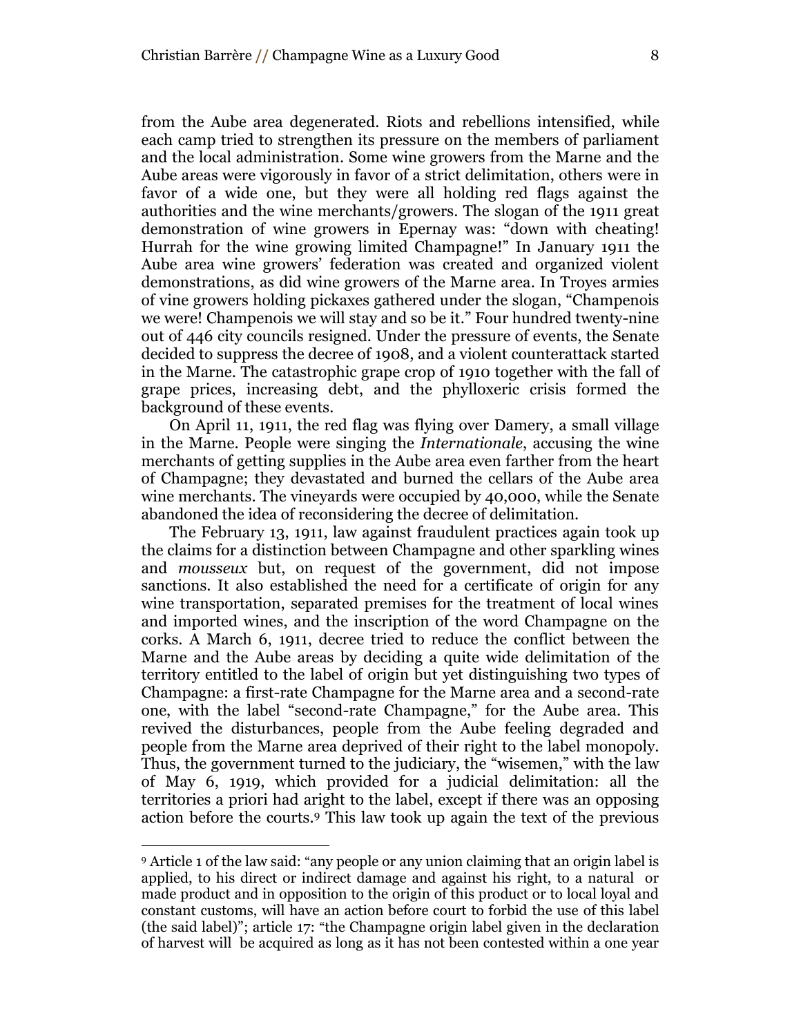from the Aube area degenerated. Riots and rebellions intensified, while each camp tried to strengthen its pressure on the members of parliament and the local administration. Some wine growers from the Marne and the Aube areas were vigorously in favor of a strict delimitation, others were in favor of a wide one, but they were all holding red flags against the authorities and the wine merchants/growers. The slogan of the 1911 great demonstration of wine growers in Epernay was: "down with cheating! Hurrah for the wine growing limited Champagne!" In January 1911 the Aube area wine growers' federation was created and organized violent demonstrations, as did wine growers of the Marne area. In Troyes armies of vine growers holding pickaxes gathered under the slogan, "Champenois we were! Champenois we will stay and so be it." Four hundred twenty-nine out of 446 city councils resigned. Under the pressure of events, the Senate decided to suppress the decree of 1908, and a violent counterattack started in the Marne. The catastrophic grape crop of 1910 together with the fall of grape prices, increasing debt, and the phylloxeric crisis formed the background of these events.

On April 11, 1911, the red flag was flying over Damery, a small village in the Marne. People were singing the *Internationale*, accusing the wine merchants of getting supplies in the Aube area even farther from the heart of Champagne; they devastated and burned the cellars of the Aube area wine merchants. The vineyards were occupied by 40,000, while the Senate abandoned the idea of reconsidering the decree of delimitation.

The February 13, 1911, law against fraudulent practices again took up the claims for a distinction between Champagne and other sparkling wines and *mousseux* but, on request of the government, did not impose sanctions. It also established the need for a certificate of origin for any wine transportation, separated premises for the treatment of local wines and imported wines, and the inscription of the word Champagne on the corks. A March 6, 1911, decree tried to reduce the conflict between the Marne and the Aube areas by deciding a quite wide delimitation of the territory entitled to the label of origin but yet distinguishing two types of Champagne: a first-rate Champagne for the Marne area and a second-rate one, with the label "second-rate Champagne," for the Aube area. This revived the disturbances, people from the Aube feeling degraded and people from the Marne area deprived of their right to the label monopoly. Thus, the government turned to the judiciary, the "wisemen," with the law of May 6, 1919, which provided for a judicial delimitation: all the territories a priori had aright to the label, except if there was an opposing action before the courts.[9] This law took up again the text of the previous

---

[9] Article 1 of the law said: "any people or any union claiming that an origin label is applied, to his direct or indirect damage and against his right, to a natural or made product and in opposition to the origin of this product or to local loyal and constant customs, will have an action before court to forbid the use of this label (the said label)"; article 17: "the Champagne origin label given in the declaration of harvest will be acquired as long as it has not been contested within a one year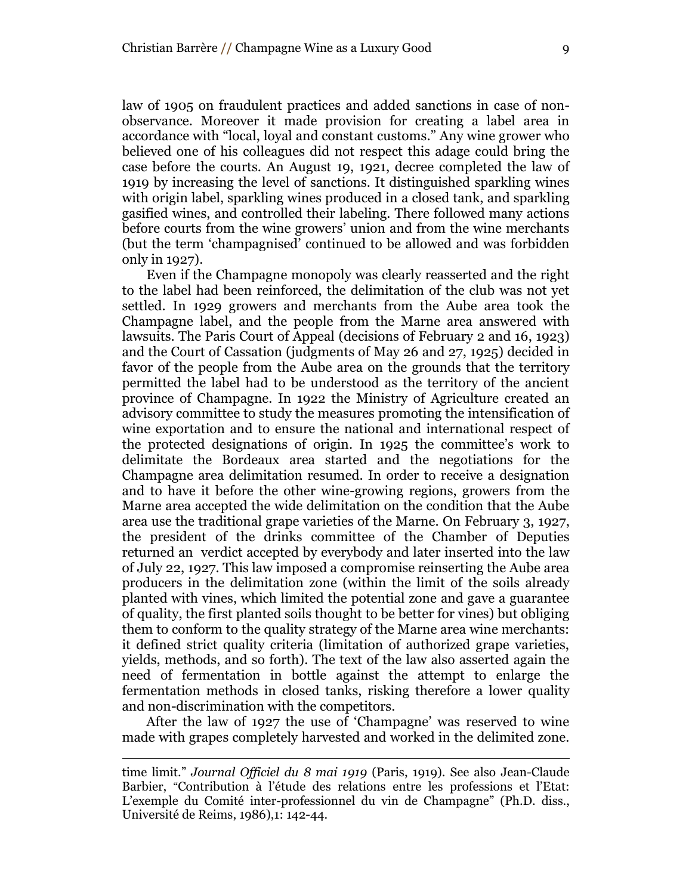law of 1905 on fraudulent practices and added sanctions in case of non-observance. Moreover it made provision for creating a label area in accordance with "local, loyal and constant customs." Any wine grower who believed one of his colleagues did not respect this adage could bring the case before the courts. An August 19, 1921, decree completed the law of 1919 by increasing the level of sanctions. It distinguished sparkling wines with origin label, sparkling wines produced in a closed tank, and sparkling gasified wines, and controlled their labeling. There followed many actions before courts from the wine growers' union and from the wine merchants (but the term 'champagnised' continued to be allowed and was forbidden only in 1927).

Even if the Champagne monopoly was clearly reasserted and the right to the label had been reinforced, the delimitation of the club was not yet settled. In 1929 growers and merchants from the Aube area took the Champagne label, and the people from the Marne area answered with lawsuits. The Paris Court of Appeal (decisions of February 2 and 16, 1923) and the Court of Cassation (judgments of May 26 and 27, 1925) decided in favor of the people from the Aube area on the grounds that the territory permitted the label had to be understood as the territory of the ancient province of Champagne. In 1922 the Ministry of Agriculture created an advisory committee to study the measures promoting the intensification of wine exportation and to ensure the national and international respect of the protected designations of origin. In 1925 the committee's work to delimitate the Bordeaux area started and the negotiations for the Champagne area delimitation resumed. In order to receive a designation and to have it before the other wine-growing regions, growers from the Marne area accepted the wide delimitation on the condition that the Aube area use the traditional grape varieties of the Marne. On February 3, 1927, the president of the drinks committee of the Chamber of Deputies returned an verdict accepted by everybody and later inserted into the law of July 22, 1927. This law imposed a compromise reinserting the Aube area producers in the delimitation zone (within the limit of the soils already planted with vines, which limited the potential zone and gave a guarantee of quality, the first planted soils thought to be better for vines) but obliging them to conform to the quality strategy of the Marne area wine merchants: it defined strict quality criteria (limitation of authorized grape varieties, yields, methods, and so forth). The text of the law also asserted again the need of fermentation in bottle against the attempt to enlarge the fermentation methods in closed tanks, risking therefore a lower quality and non-discrimination with the competitors.

After the law of 1927 the use of 'Champagne' was reserved to wine made with grapes completely harvested and worked in the delimited zone.

---

time limit." *Journal Officiel du 8 mai 1919* (Paris, 1919). See also Jean-Claude Barbier, "Contribution à l'étude des relations entre les professions et l'Etat: L'exemple du Comité inter-professionnel du vin de Champagne" (Ph.D. diss., Université de Reims, 1986),1: 142-44.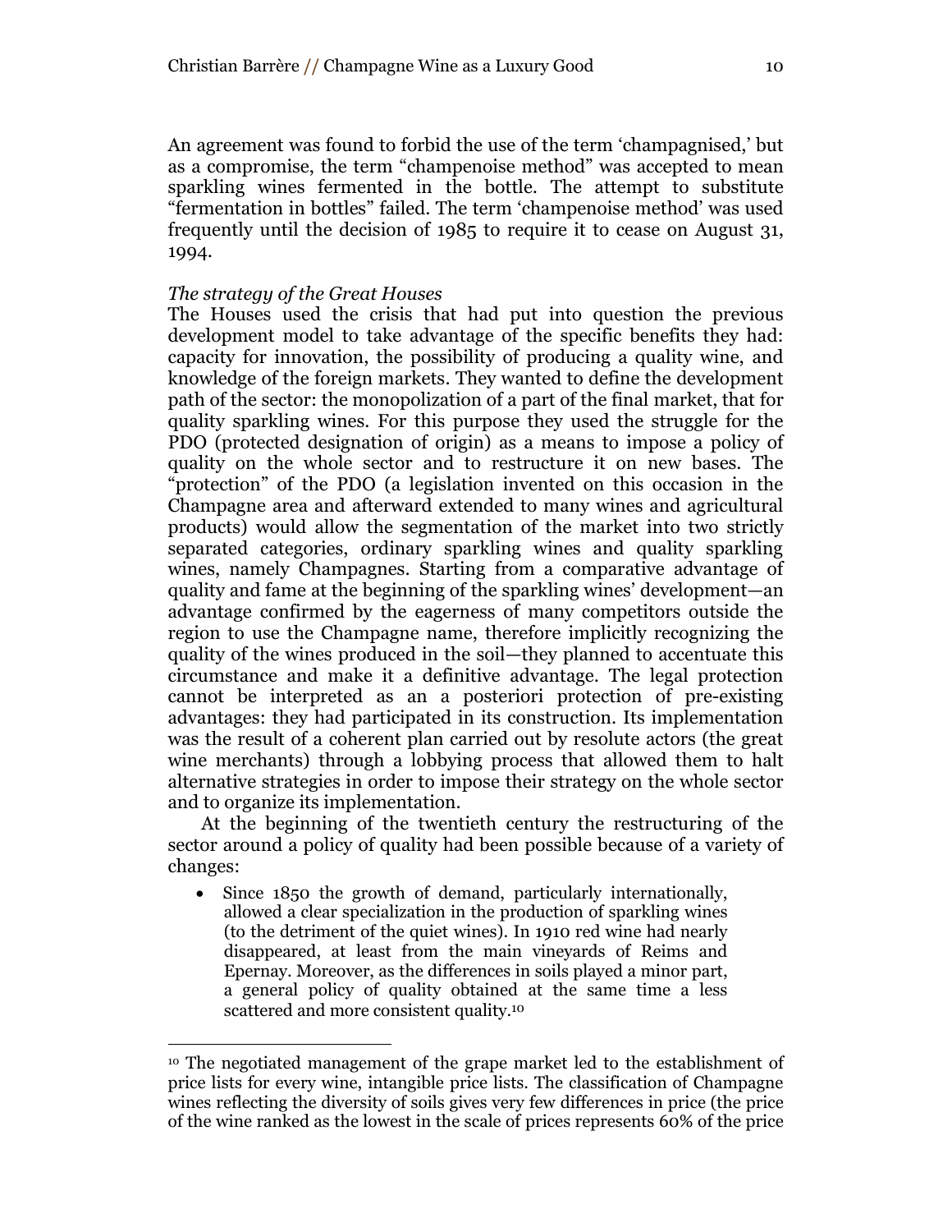An agreement was found to forbid the use of the term 'champagnised,' but as a compromise, the term "champenoise method" was accepted to mean sparkling wines fermented in the bottle. The attempt to substitute "fermentation in bottles" failed. The term 'champenoise method' was used frequently until the decision of 1985 to require it to cease on August 31, 1994.

*The strategy of the Great Houses*

The Houses used the crisis that had put into question the previous development model to take advantage of the specific benefits they had: capacity for innovation, the possibility of producing a quality wine, and knowledge of the foreign markets. They wanted to define the development path of the sector: the monopolization of a part of the final market, that for quality sparkling wines. For this purpose they used the struggle for the PDO (protected designation of origin) as a means to impose a policy of quality on the whole sector and to restructure it on new bases. The "protection" of the PDO (a legislation invented on this occasion in the Champagne area and afterward extended to many wines and agricultural products) would allow the segmentation of the market into two strictly separated categories, ordinary sparkling wines and quality sparkling wines, namely Champagnes. Starting from a comparative advantage of quality and fame at the beginning of the sparkling wines' development—an advantage confirmed by the eagerness of many competitors outside the region to use the Champagne name, therefore implicitly recognizing the quality of the wines produced in the soil—they planned to accentuate this circumstance and make it a definitive advantage. The legal protection cannot be interpreted as an a posteriori protection of pre-existing advantages: they had participated in its construction. Its implementation was the result of a coherent plan carried out by resolute actors (the great wine merchants) through a lobbying process that allowed them to halt alternative strategies in order to impose their strategy on the whole sector and to organize its implementation.

At the beginning of the twentieth century the restructuring of the sector around a policy of quality had been possible because of a variety of changes:

- Since 1850 the growth of demand, particularly internationally, allowed a clear specialization in the production of sparkling wines (to the detriment of the quiet wines). In 1910 red wine had nearly disappeared, at least from the main vineyards of Reims and Epernay. Moreover, as the differences in soils played a minor part, a general policy of quality obtained at the same time a less scattered and more consistent quality.[10]

[10] The negotiated management of the grape market led to the establishment of price lists for every wine, intangible price lists. The classification of Champagne wines reflecting the diversity of soils gives very few differences in price (the price of the wine ranked as the lowest in the scale of prices represents 60% of the price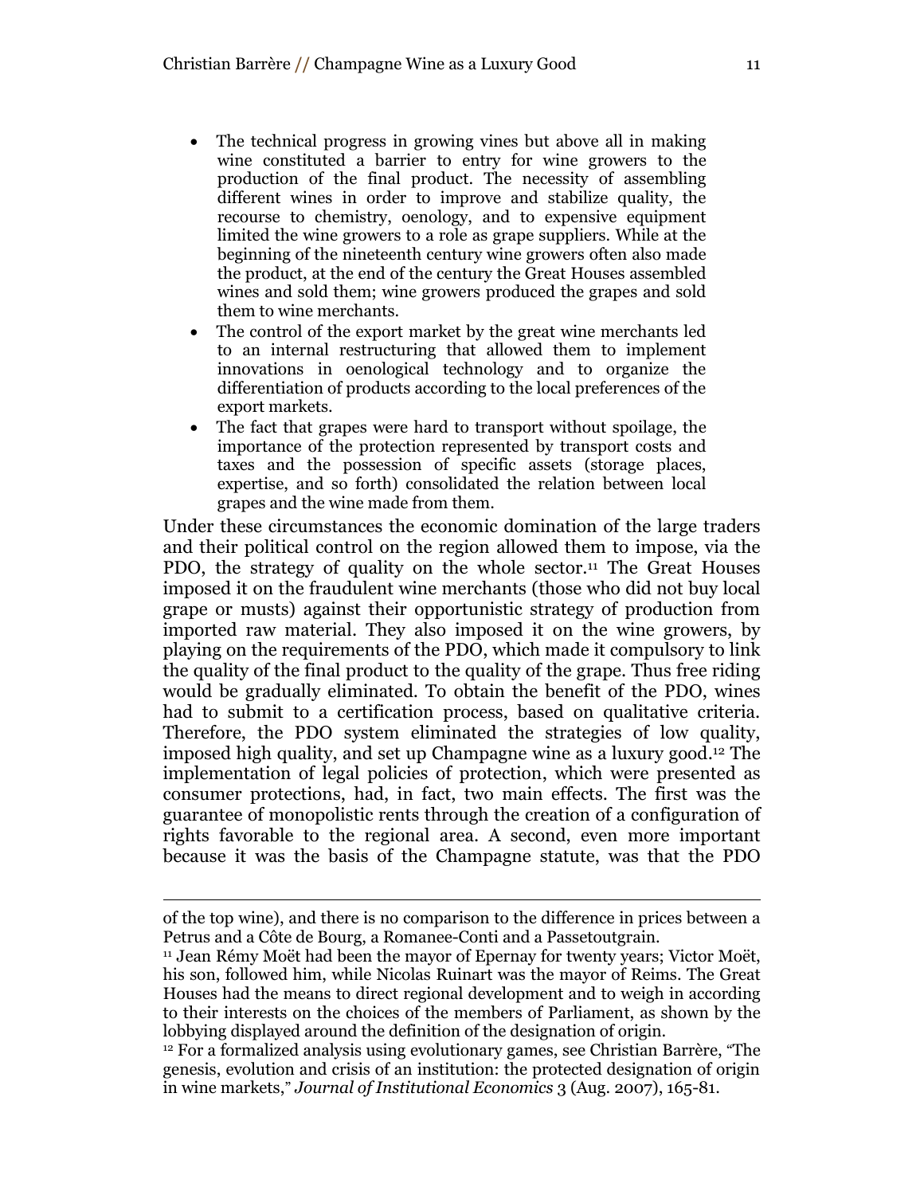- The technical progress in growing vines but above all in making wine constituted a barrier to entry for wine growers to the production of the final product. The necessity of assembling different wines in order to improve and stabilize quality, the recourse to chemistry, oenology, and to expensive equipment limited the wine growers to a role as grape suppliers. While at the beginning of the nineteenth century wine growers often also made the product, at the end of the century the Great Houses assembled wines and sold them; wine growers produced the grapes and sold them to wine merchants.
- The control of the export market by the great wine merchants led to an internal restructuring that allowed them to implement innovations in oenological technology and to organize the differentiation of products according to the local preferences of the export markets.
- The fact that grapes were hard to transport without spoilage, the importance of the protection represented by transport costs and taxes and the possession of specific assets (storage places, expertise, and so forth) consolidated the relation between local grapes and the wine made from them.

Under these circumstances the economic domination of the large traders and their political control on the region allowed them to impose, via the PDO, the strategy of quality on the whole sector.[11] The Great Houses imposed it on the fraudulent wine merchants (those who did not buy local grape or musts) against their opportunistic strategy of production from imported raw material. They also imposed it on the wine growers, by playing on the requirements of the PDO, which made it compulsory to link the quality of the final product to the quality of the grape. Thus free riding would be gradually eliminated. To obtain the benefit of the PDO, wines had to submit to a certification process, based on qualitative criteria. Therefore, the PDO system eliminated the strategies of low quality, imposed high quality, and set up Champagne wine as a luxury good.[12] The implementation of legal policies of protection, which were presented as consumer protections, had, in fact, two main effects. The first was the guarantee of monopolistic rents through the creation of a configuration of rights favorable to the regional area. A second, even more important because it was the basis of the Champagne statute, was that the PDO

---

of the top wine), and there is no comparison to the difference in prices between a Petrus and a Côte de Bourg, a Romanee-Conti and a Passetoutgrain.

[11] Jean Rémy Moët had been the mayor of Epernay for twenty years; Victor Moët, his son, followed him, while Nicolas Ruinart was the mayor of Reims. The Great Houses had the means to direct regional development and to weigh in according to their interests on the choices of the members of Parliament, as shown by the lobbying displayed around the definition of the designation of origin.

[12] For a formalized analysis using evolutionary games, see Christian Barrère, "The genesis, evolution and crisis of an institution: the protected designation of origin in wine markets," *Journal of Institutional Economics* 3 (Aug. 2007), 165-81.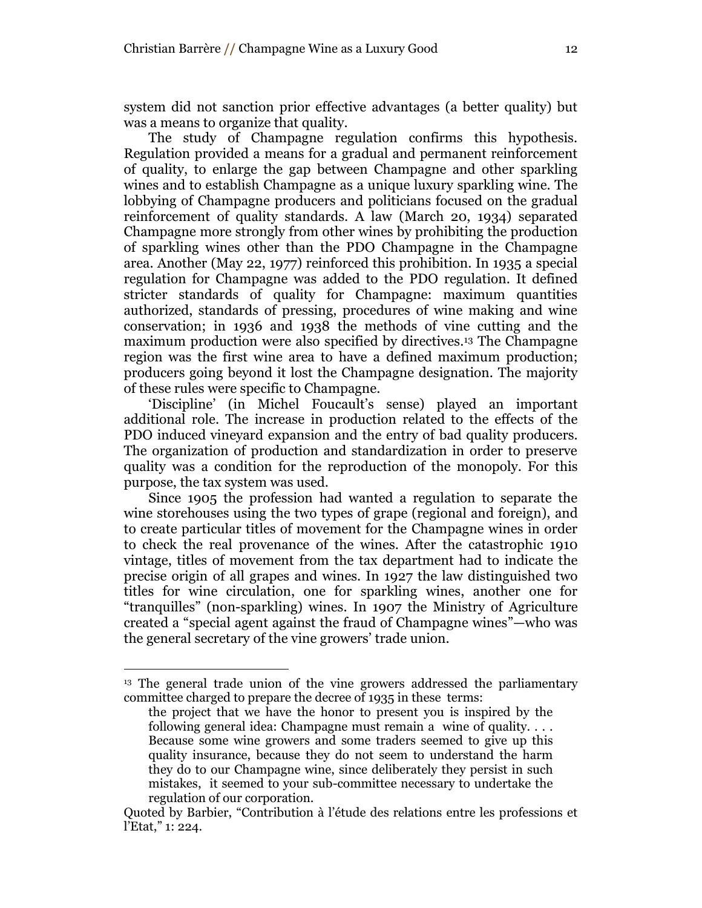system did not sanction prior effective advantages (a better quality) but was a means to organize that quality.

The study of Champagne regulation confirms this hypothesis. Regulation provided a means for a gradual and permanent reinforcement of quality, to enlarge the gap between Champagne and other sparkling wines and to establish Champagne as a unique luxury sparkling wine. The lobbying of Champagne producers and politicians focused on the gradual reinforcement of quality standards. A law (March 20, 1934) separated Champagne more strongly from other wines by prohibiting the production of sparkling wines other than the PDO Champagne in the Champagne area. Another (May 22, 1977) reinforced this prohibition. In 1935 a special regulation for Champagne was added to the PDO regulation. It defined stricter standards of quality for Champagne: maximum quantities authorized, standards of pressing, procedures of wine making and wine conservation; in 1936 and 1938 the methods of vine cutting and the maximum production were also specified by directives.[13] The Champagne region was the first wine area to have a defined maximum production; producers going beyond it lost the Champagne designation. The majority of these rules were specific to Champagne.

'Discipline' (in Michel Foucault's sense) played an important additional role. The increase in production related to the effects of the PDO induced vineyard expansion and the entry of bad quality producers. The organization of production and standardization in order to preserve quality was a condition for the reproduction of the monopoly. For this purpose, the tax system was used.

Since 1905 the profession had wanted a regulation to separate the wine storehouses using the two types of grape (regional and foreign), and to create particular titles of movement for the Champagne wines in order to check the real provenance of the wines. After the catastrophic 1910 vintage, titles of movement from the tax department had to indicate the precise origin of all grapes and wines. In 1927 the law distinguished two titles for wine circulation, one for sparkling wines, another one for "tranquilles" (non-sparkling) wines. In 1907 the Ministry of Agriculture created a "special agent against the fraud of Champagne wines"—who was the general secretary of the vine growers' trade union.

---

[13] The general trade union of the vine growers addressed the parliamentary committee charged to prepare the decree of 1935 in these terms:

> the project that we have the honor to present you is inspired by the following general idea: Champagne must remain a wine of quality. . . . Because some wine growers and some traders seemed to give up this quality insurance, because they do not seem to understand the harm they do to our Champagne wine, since deliberately they persist in such mistakes, it seemed to your sub-committee necessary to undertake the regulation of our corporation.

Quoted by Barbier, "Contribution à l'étude des relations entre les professions et l'Etat," 1: 224.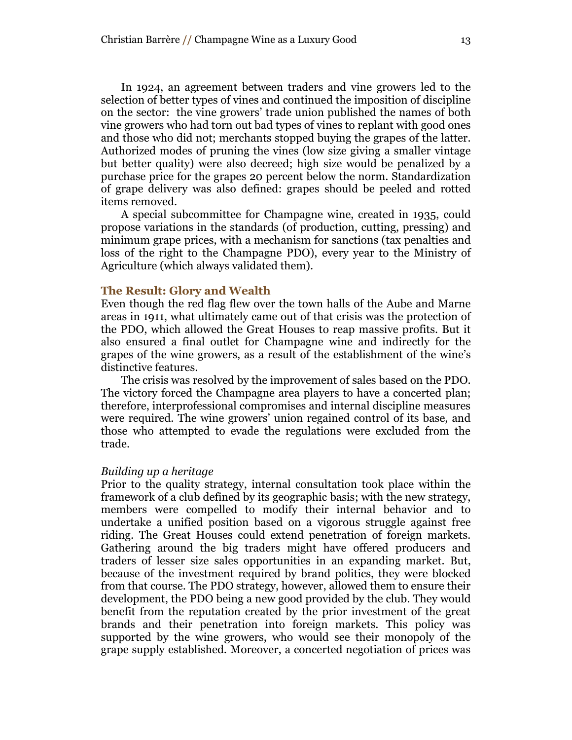In 1924, an agreement between traders and vine growers led to the selection of better types of vines and continued the imposition of discipline on the sector: the vine growers' trade union published the names of both vine growers who had torn out bad types of vines to replant with good ones and those who did not; merchants stopped buying the grapes of the latter. Authorized modes of pruning the vines (low size giving a smaller vintage but better quality) were also decreed; high size would be penalized by a purchase price for the grapes 20 percent below the norm. Standardization of grape delivery was also defined: grapes should be peeled and rotted items removed.

A special subcommittee for Champagne wine, created in 1935, could propose variations in the standards (of production, cutting, pressing) and minimum grape prices, with a mechanism for sanctions (tax penalties and loss of the right to the Champagne PDO), every year to the Ministry of Agriculture (which always validated them).

## The Result: Glory and Wealth

Even though the red flag flew over the town halls of the Aube and Marne areas in 1911, what ultimately came out of that crisis was the protection of the PDO, which allowed the Great Houses to reap massive profits. But it also ensured a final outlet for Champagne wine and indirectly for the grapes of the wine growers, as a result of the establishment of the wine's distinctive features.

The crisis was resolved by the improvement of sales based on the PDO. The victory forced the Champagne area players to have a concerted plan; therefore, interprofessional compromises and internal discipline measures were required. The wine growers' union regained control of its base, and those who attempted to evade the regulations were excluded from the trade.

### *Building up a heritage*

Prior to the quality strategy, internal consultation took place within the framework of a club defined by its geographic basis; with the new strategy, members were compelled to modify their internal behavior and to undertake a unified position based on a vigorous struggle against free riding. The Great Houses could extend penetration of foreign markets. Gathering around the big traders might have offered producers and traders of lesser size sales opportunities in an expanding market. But, because of the investment required by brand politics, they were blocked from that course. The PDO strategy, however, allowed them to ensure their development, the PDO being a new good provided by the club. They would benefit from the reputation created by the prior investment of the great brands and their penetration into foreign markets. This policy was supported by the wine growers, who would see their monopoly of the grape supply established. Moreover, a concerted negotiation of prices was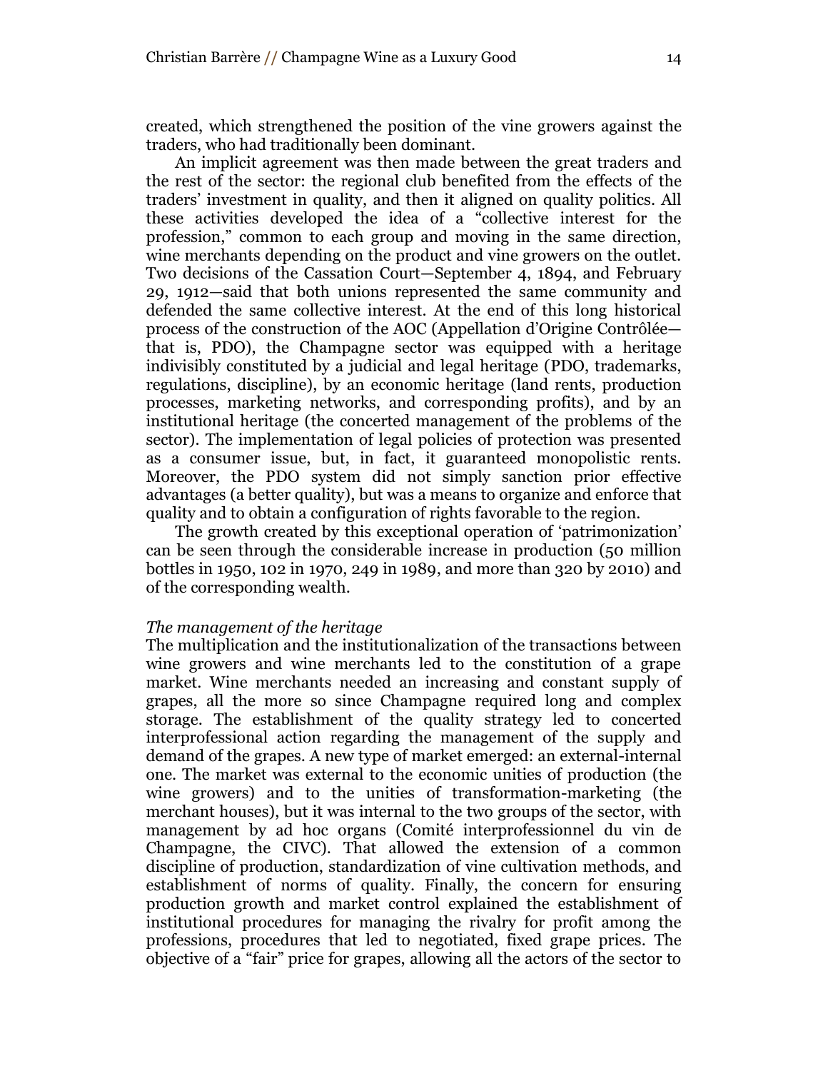created, which strengthened the position of the vine growers against the traders, who had traditionally been dominant.

An implicit agreement was then made between the great traders and the rest of the sector: the regional club benefited from the effects of the traders' investment in quality, and then it aligned on quality politics. All these activities developed the idea of a "collective interest for the profession," common to each group and moving in the same direction, wine merchants depending on the product and vine growers on the outlet. Two decisions of the Cassation Court—September 4, 1894, and February 29, 1912—said that both unions represented the same community and defended the same collective interest. At the end of this long historical process of the construction of the AOC (Appellation d'Origine Contrôlée—that is, PDO), the Champagne sector was equipped with a heritage indivisibly constituted by a judicial and legal heritage (PDO, trademarks, regulations, discipline), by an economic heritage (land rents, production processes, marketing networks, and corresponding profits), and by an institutional heritage (the concerted management of the problems of the sector). The implementation of legal policies of protection was presented as a consumer issue, but, in fact, it guaranteed monopolistic rents. Moreover, the PDO system did not simply sanction prior effective advantages (a better quality), but was a means to organize and enforce that quality and to obtain a configuration of rights favorable to the region.

The growth created by this exceptional operation of 'patrimonization' can be seen through the considerable increase in production (50 million bottles in 1950, 102 in 1970, 249 in 1989, and more than 320 by 2010) and of the corresponding wealth.

*The management of the heritage*

The multiplication and the institutionalization of the transactions between wine growers and wine merchants led to the constitution of a grape market. Wine merchants needed an increasing and constant supply of grapes, all the more so since Champagne required long and complex storage. The establishment of the quality strategy led to concerted interprofessional action regarding the management of the supply and demand of the grapes. A new type of market emerged: an external-internal one. The market was external to the economic unities of production (the wine growers) and to the unities of transformation-marketing (the merchant houses), but it was internal to the two groups of the sector, with management by ad hoc organs (Comité interprofessionnel du vin de Champagne, the CIVC). That allowed the extension of a common discipline of production, standardization of vine cultivation methods, and establishment of norms of quality. Finally, the concern for ensuring production growth and market control explained the establishment of institutional procedures for managing the rivalry for profit among the professions, procedures that led to negotiated, fixed grape prices. The objective of a "fair" price for grapes, allowing all the actors of the sector to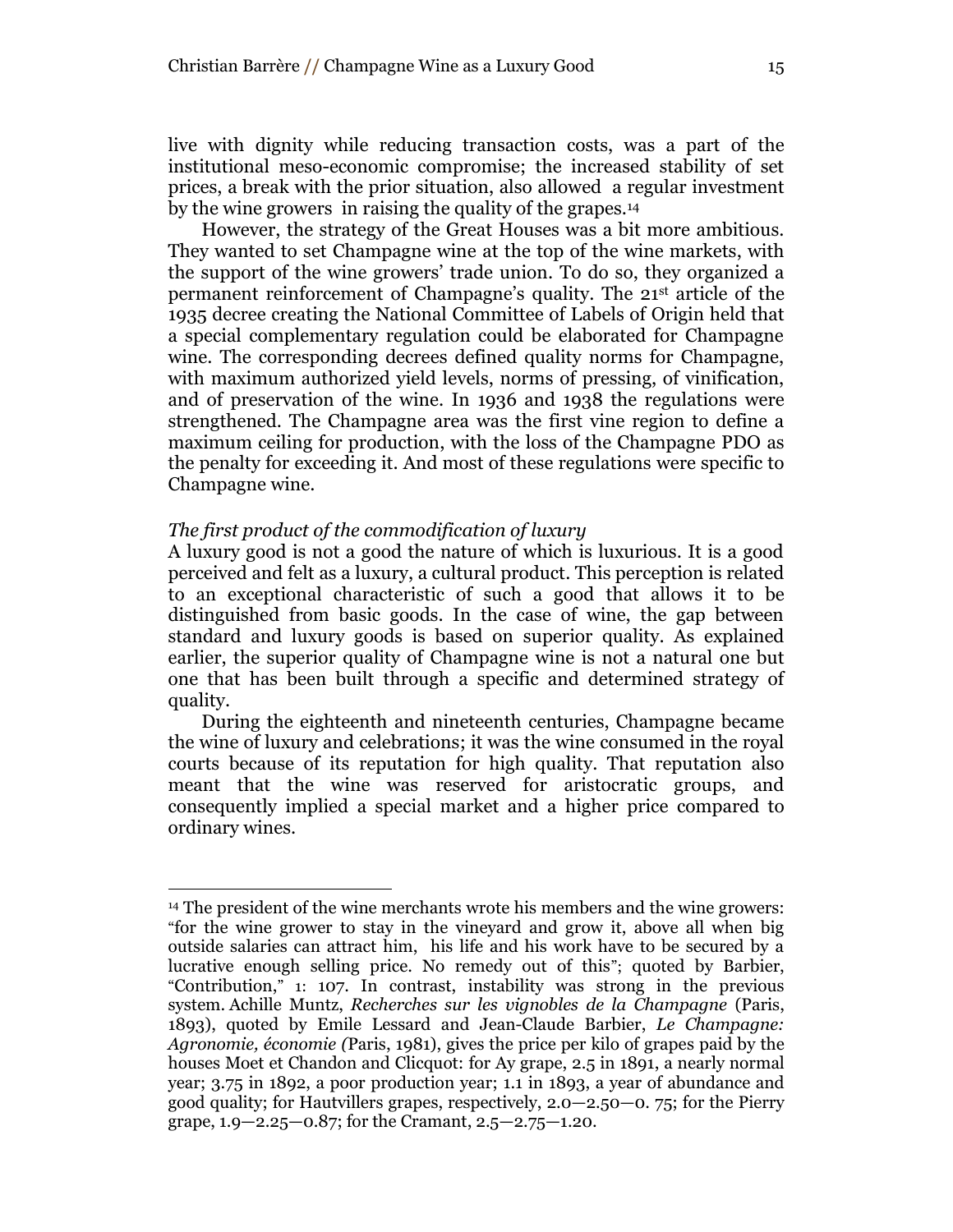live with dignity while reducing transaction costs, was a part of the institutional meso-economic compromise; the increased stability of set prices, a break with the prior situation, also allowed a regular investment by the wine growers in raising the quality of the grapes.[14]

However, the strategy of the Great Houses was a bit more ambitious. They wanted to set Champagne wine at the top of the wine markets, with the support of the wine growers' trade union. To do so, they organized a permanent reinforcement of Champagne's quality. The 21st article of the 1935 decree creating the National Committee of Labels of Origin held that a special complementary regulation could be elaborated for Champagne wine. The corresponding decrees defined quality norms for Champagne, with maximum authorized yield levels, norms of pressing, of vinification, and of preservation of the wine. In 1936 and 1938 the regulations were strengthened. The Champagne area was the first vine region to define a maximum ceiling for production, with the loss of the Champagne PDO as the penalty for exceeding it. And most of these regulations were specific to Champagne wine.

*The first product of the commodification of luxury*

A luxury good is not a good the nature of which is luxurious. It is a good perceived and felt as a luxury, a cultural product. This perception is related to an exceptional characteristic of such a good that allows it to be distinguished from basic goods. In the case of wine, the gap between standard and luxury goods is based on superior quality. As explained earlier, the superior quality of Champagne wine is not a natural one but one that has been built through a specific and determined strategy of quality.

During the eighteenth and nineteenth centuries, Champagne became the wine of luxury and celebrations; it was the wine consumed in the royal courts because of its reputation for high quality. That reputation also meant that the wine was reserved for aristocratic groups, and consequently implied a special market and a higher price compared to ordinary wines.

---

[14] The president of the wine merchants wrote his members and the wine growers: "for the wine grower to stay in the vineyard and grow it, above all when big outside salaries can attract him, his life and his work have to be secured by a lucrative enough selling price. No remedy out of this"; quoted by Barbier, "Contribution," 1: 107. In contrast, instability was strong in the previous system. Achille Muntz, *Recherches sur les vignobles de la Champagne* (Paris, 1893), quoted by Emile Lessard and Jean-Claude Barbier, *Le Champagne: Agronomie, économie (*Paris, 1981), gives the price per kilo of grapes paid by the houses Moet et Chandon and Clicquot: for Ay grape, 2.5 in 1891, a nearly normal year; 3.75 in 1892, a poor production year; 1.1 in 1893, a year of abundance and good quality; for Hautvillers grapes, respectively, 2.0—2.50—0. 75; for the Pierry grape, 1.9—2.25—0.87; for the Cramant, 2.5—2.75—1.20.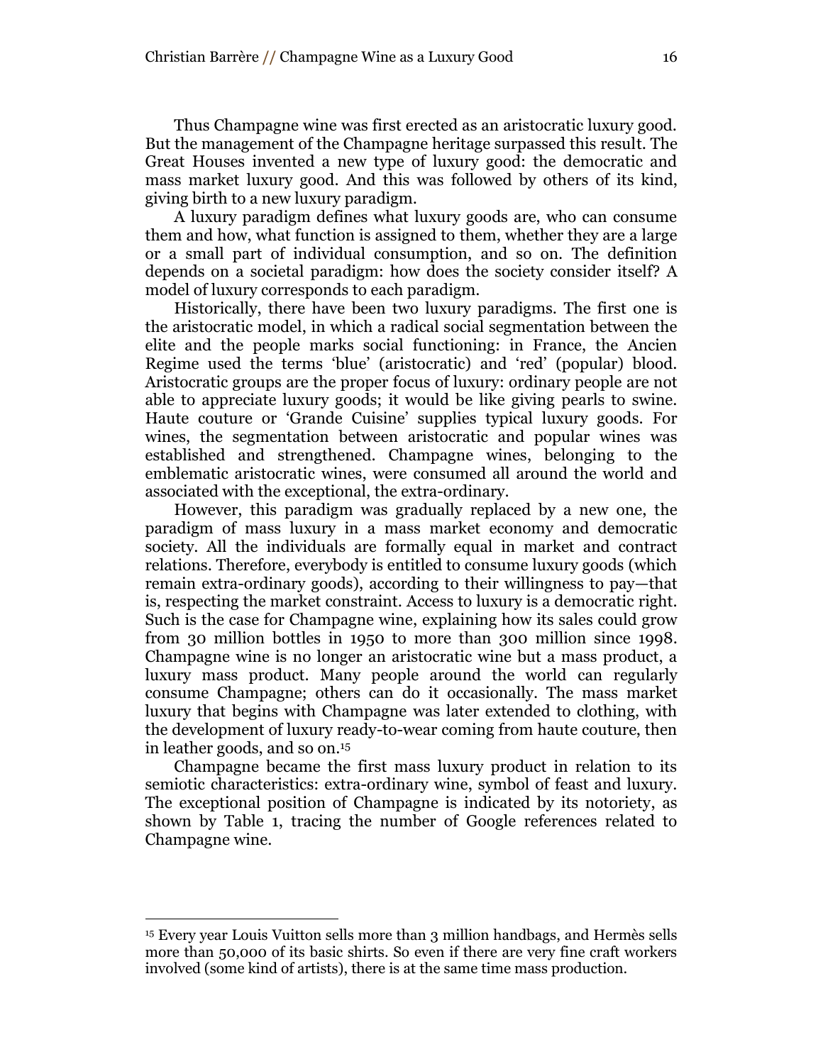Thus Champagne wine was first erected as an aristocratic luxury good. But the management of the Champagne heritage surpassed this result. The Great Houses invented a new type of luxury good: the democratic and mass market luxury good. And this was followed by others of its kind, giving birth to a new luxury paradigm.

A luxury paradigm defines what luxury goods are, who can consume them and how, what function is assigned to them, whether they are a large or a small part of individual consumption, and so on. The definition depends on a societal paradigm: how does the society consider itself? A model of luxury corresponds to each paradigm.

Historically, there have been two luxury paradigms. The first one is the aristocratic model, in which a radical social segmentation between the elite and the people marks social functioning: in France, the Ancien Regime used the terms 'blue' (aristocratic) and 'red' (popular) blood. Aristocratic groups are the proper focus of luxury: ordinary people are not able to appreciate luxury goods; it would be like giving pearls to swine. Haute couture or 'Grande Cuisine' supplies typical luxury goods. For wines, the segmentation between aristocratic and popular wines was established and strengthened. Champagne wines, belonging to the emblematic aristocratic wines, were consumed all around the world and associated with the exceptional, the extra-ordinary.

However, this paradigm was gradually replaced by a new one, the paradigm of mass luxury in a mass market economy and democratic society. All the individuals are formally equal in market and contract relations. Therefore, everybody is entitled to consume luxury goods (which remain extra-ordinary goods), according to their willingness to pay—that is, respecting the market constraint. Access to luxury is a democratic right. Such is the case for Champagne wine, explaining how its sales could grow from 30 million bottles in 1950 to more than 300 million since 1998. Champagne wine is no longer an aristocratic wine but a mass product, a luxury mass product. Many people around the world can regularly consume Champagne; others can do it occasionally. The mass market luxury that begins with Champagne was later extended to clothing, with the development of luxury ready-to-wear coming from haute couture, then in leather goods, and so on.[15]

Champagne became the first mass luxury product in relation to its semiotic characteristics: extra-ordinary wine, symbol of feast and luxury. The exceptional position of Champagne is indicated by its notoriety, as shown by Table 1, tracing the number of Google references related to Champagne wine.

---

[15] Every year Louis Vuitton sells more than 3 million handbags, and Hermès sells more than 50,000 of its basic shirts. So even if there are very fine craft workers involved (some kind of artists), there is at the same time mass production.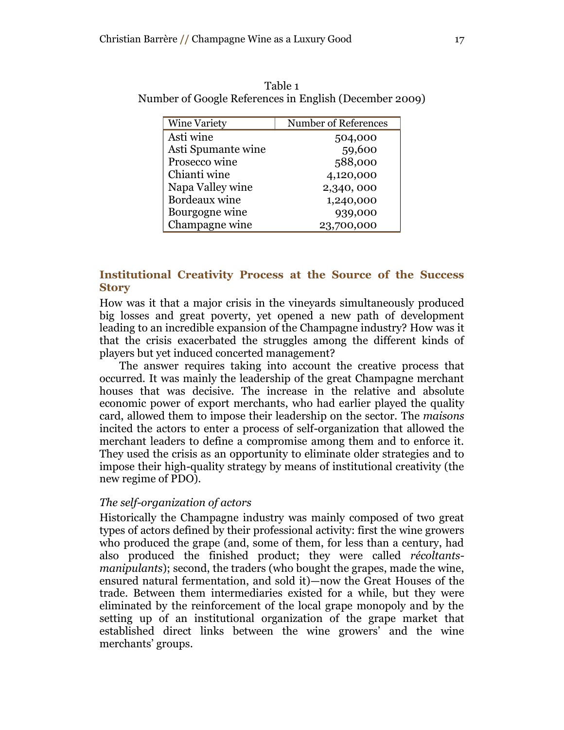Table 1
Number of Google References in English (December 2009)

| Wine Variety | Number of References |
|---|---|
| Asti wine | 504,000 |
| Asti Spumante wine | 59,600 |
| Prosecco wine | 588,000 |
| Chianti wine | 4,120,000 |
| Napa Valley wine | 2,340, 000 |
| Bordeaux wine | 1,240,000 |
| Bourgogne wine | 939,000 |
| Champagne wine | 23,700,000 |

## Institutional Creativity Process at the Source of the Success Story

How was it that a major crisis in the vineyards simultaneously produced big losses and great poverty, yet opened a new path of development leading to an incredible expansion of the Champagne industry? How was it that the crisis exacerbated the struggles among the different kinds of players but yet induced concerted management?

The answer requires taking into account the creative process that occurred. It was mainly the leadership of the great Champagne merchant houses that was decisive. The increase in the relative and absolute economic power of export merchants, who had earlier played the quality card, allowed them to impose their leadership on the sector. The *maisons* incited the actors to enter a process of self-organization that allowed the merchant leaders to define a compromise among them and to enforce it. They used the crisis as an opportunity to eliminate older strategies and to impose their high-quality strategy by means of institutional creativity (the new regime of PDO).

### *The self-organization of actors*

Historically the Champagne industry was mainly composed of two great types of actors defined by their professional activity: first the wine growers who produced the grape (and, some of them, for less than a century, had also produced the finished product; they were called *récoltants-manipulants*); second, the traders (who bought the grapes, made the wine, ensured natural fermentation, and sold it)—now the Great Houses of the trade. Between them intermediaries existed for a while, but they were eliminated by the reinforcement of the local grape monopoly and by the setting up of an institutional organization of the grape market that established direct links between the wine growers' and the wine merchants' groups.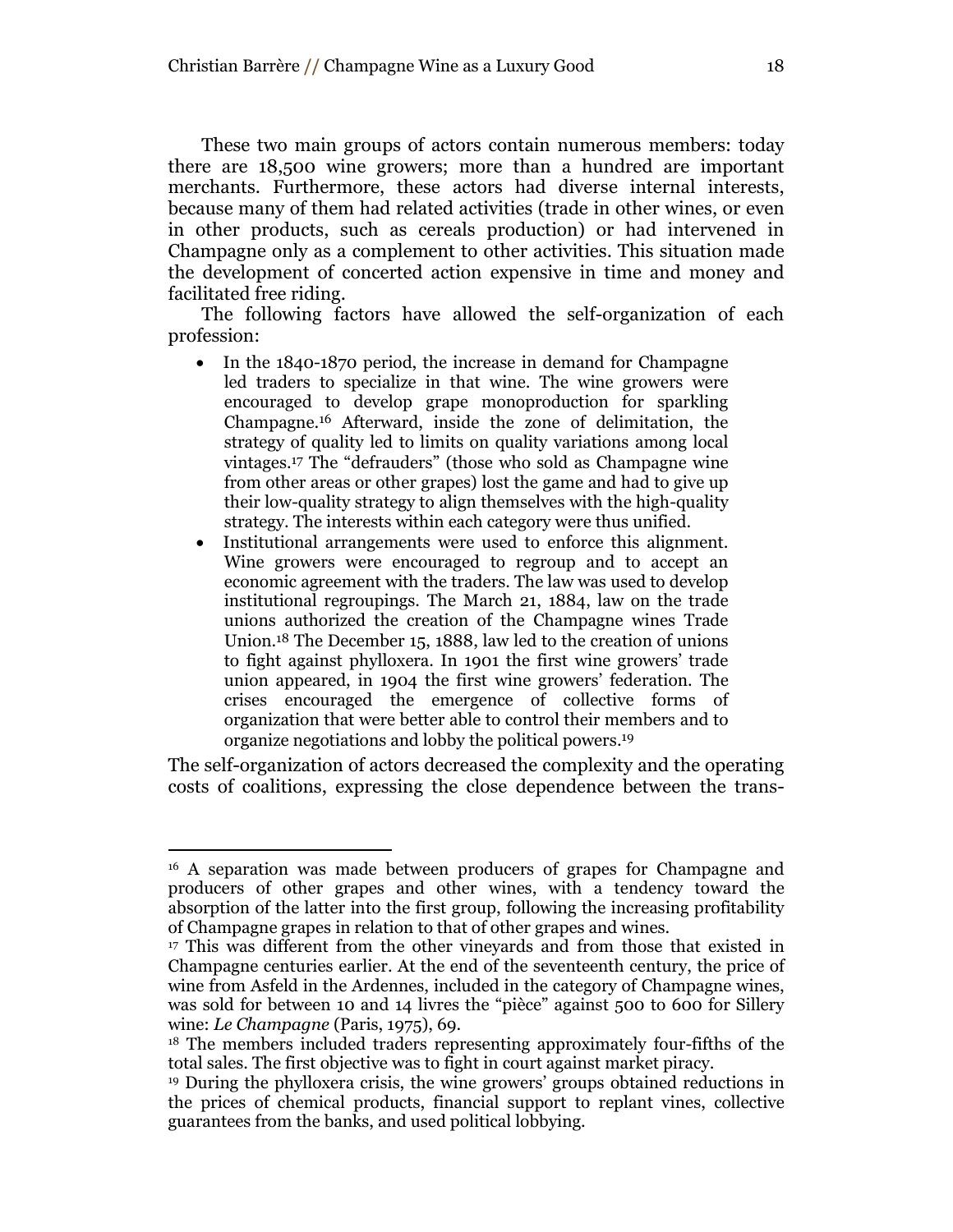These two main groups of actors contain numerous members: today there are 18,500 wine growers; more than a hundred are important merchants. Furthermore, these actors had diverse internal interests, because many of them had related activities (trade in other wines, or even in other products, such as cereals production) or had intervened in Champagne only as a complement to other activities. This situation made the development of concerted action expensive in time and money and facilitated free riding.

The following factors have allowed the self-organization of each profession:

- In the 1840-1870 period, the increase in demand for Champagne led traders to specialize in that wine. The wine growers were encouraged to develop grape monoproduction for sparkling Champagne.[16] Afterward, inside the zone of delimitation, the strategy of quality led to limits on quality variations among local vintages.[17] The "defrauders" (those who sold as Champagne wine from other areas or other grapes) lost the game and had to give up their low-quality strategy to align themselves with the high-quality strategy. The interests within each category were thus unified.
- Institutional arrangements were used to enforce this alignment. Wine growers were encouraged to regroup and to accept an economic agreement with the traders. The law was used to develop institutional regroupings. The March 21, 1884, law on the trade unions authorized the creation of the Champagne wines Trade Union.[18] The December 15, 1888, law led to the creation of unions to fight against phylloxera. In 1901 the first wine growers' trade union appeared, in 1904 the first wine growers' federation. The crises encouraged the emergence of collective forms of organization that were better able to control their members and to organize negotiations and lobby the political powers.[19]

The self-organization of actors decreased the complexity and the operating costs of coalitions, expressing the close dependence between the trans-

---

[16] A separation was made between producers of grapes for Champagne and producers of other grapes and other wines, with a tendency toward the absorption of the latter into the first group, following the increasing profitability of Champagne grapes in relation to that of other grapes and wines.

[17] This was different from the other vineyards and from those that existed in Champagne centuries earlier. At the end of the seventeenth century, the price of wine from Asfeld in the Ardennes, included in the category of Champagne wines, was sold for between 10 and 14 livres the "pièce" against 500 to 600 for Sillery wine: *Le Champagne* (Paris, 1975), 69.

[18] The members included traders representing approximately four-fifths of the total sales. The first objective was to fight in court against market piracy.

[19] During the phylloxera crisis, the wine growers' groups obtained reductions in the prices of chemical products, financial support to replant vines, collective guarantees from the banks, and used political lobbying.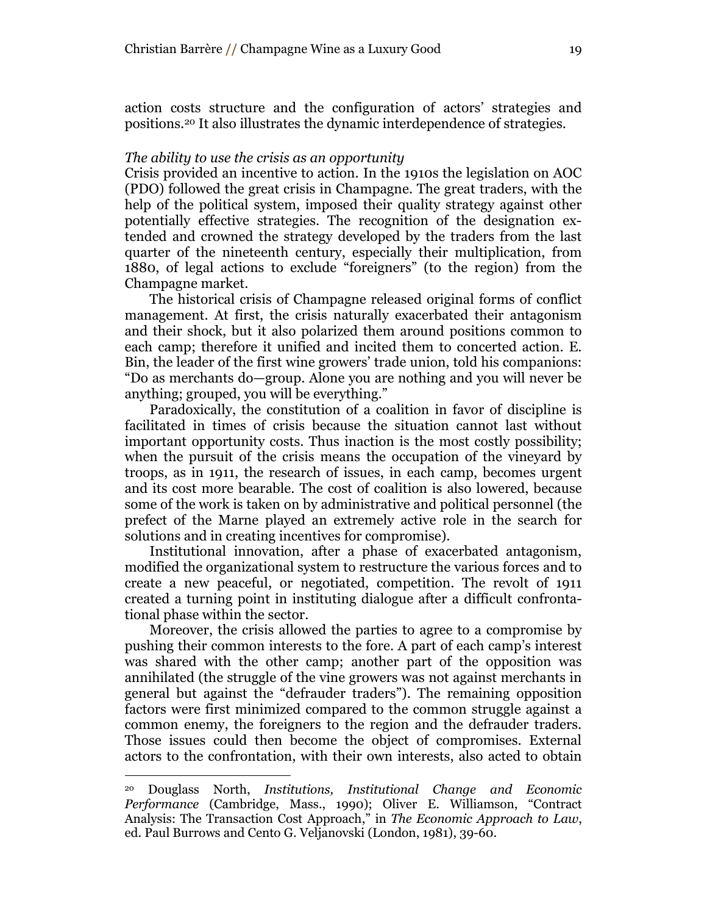action costs structure and the configuration of actors' strategies and positions.[20] It also illustrates the dynamic interdependence of strategies.

*The ability to use the crisis as an opportunity*

Crisis provided an incentive to action. In the 1910s the legislation on AOC (PDO) followed the great crisis in Champagne. The great traders, with the help of the political system, imposed their quality strategy against other potentially effective strategies. The recognition of the designation extended and crowned the strategy developed by the traders from the last quarter of the nineteenth century, especially their multiplication, from 1880, of legal actions to exclude "foreigners" (to the region) from the Champagne market.

The historical crisis of Champagne released original forms of conflict management. At first, the crisis naturally exacerbated their antagonism and their shock, but it also polarized them around positions common to each camp; therefore it unified and incited them to concerted action. E. Bin, the leader of the first wine growers' trade union, told his companions: "Do as merchants do—group. Alone you are nothing and you will never be anything; grouped, you will be everything."

Paradoxically, the constitution of a coalition in favor of discipline is facilitated in times of crisis because the situation cannot last without important opportunity costs. Thus inaction is the most costly possibility; when the pursuit of the crisis means the occupation of the vineyard by troops, as in 1911, the research of issues, in each camp, becomes urgent and its cost more bearable. The cost of coalition is also lowered, because some of the work is taken on by administrative and political personnel (the prefect of the Marne played an extremely active role in the search for solutions and in creating incentives for compromise).

Institutional innovation, after a phase of exacerbated antagonism, modified the organizational system to restructure the various forces and to create a new peaceful, or negotiated, competition. The revolt of 1911 created a turning point in instituting dialogue after a difficult confrontational phase within the sector.

Moreover, the crisis allowed the parties to agree to a compromise by pushing their common interests to the fore. A part of each camp's interest was shared with the other camp; another part of the opposition was annihilated (the struggle of the vine growers was not against merchants in general but against the "defrauder traders"). The remaining opposition factors were first minimized compared to the common struggle against a common enemy, the foreigners to the region and the defrauder traders. Those issues could then become the object of compromises. External actors to the confrontation, with their own interests, also acted to obtain

---

[20] Douglass North, *Institutions, Institutional Change and Economic Performance* (Cambridge, Mass., 1990); Oliver E. Williamson, "Contract Analysis: The Transaction Cost Approach," in *The Economic Approach to Law*, ed. Paul Burrows and Cento G. Veljanovski (London, 1981), 39-60.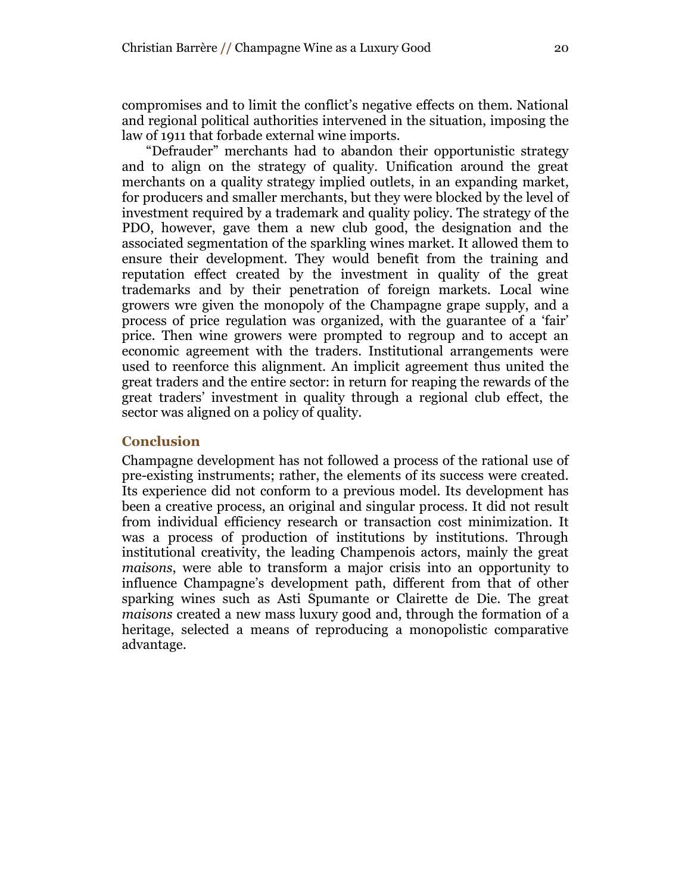compromises and to limit the conflict's negative effects on them. National and regional political authorities intervened in the situation, imposing the law of 1911 that forbade external wine imports.

"Defrauder" merchants had to abandon their opportunistic strategy and to align on the strategy of quality. Unification around the great merchants on a quality strategy implied outlets, in an expanding market, for producers and smaller merchants, but they were blocked by the level of investment required by a trademark and quality policy. The strategy of the PDO, however, gave them a new club good, the designation and the associated segmentation of the sparkling wines market. It allowed them to ensure their development. They would benefit from the training and reputation effect created by the investment in quality of the great trademarks and by their penetration of foreign markets. Local wine growers wre given the monopoly of the Champagne grape supply, and a process of price regulation was organized, with the guarantee of a 'fair' price. Then wine growers were prompted to regroup and to accept an economic agreement with the traders. Institutional arrangements were used to reenforce this alignment. An implicit agreement thus united the great traders and the entire sector: in return for reaping the rewards of the great traders' investment in quality through a regional club effect, the sector was aligned on a policy of quality.

## Conclusion

Champagne development has not followed a process of the rational use of pre-existing instruments; rather, the elements of its success were created. Its experience did not conform to a previous model. Its development has been a creative process, an original and singular process. It did not result from individual efficiency research or transaction cost minimization. It was a process of production of institutions by institutions. Through institutional creativity, the leading Champenois actors, mainly the great *maisons*, were able to transform a major crisis into an opportunity to influence Champagne's development path, different from that of other sparking wines such as Asti Spumante or Clairette de Die. The great *maisons* created a new mass luxury good and, through the formation of a heritage, selected a means of reproducing a monopolistic comparative advantage.